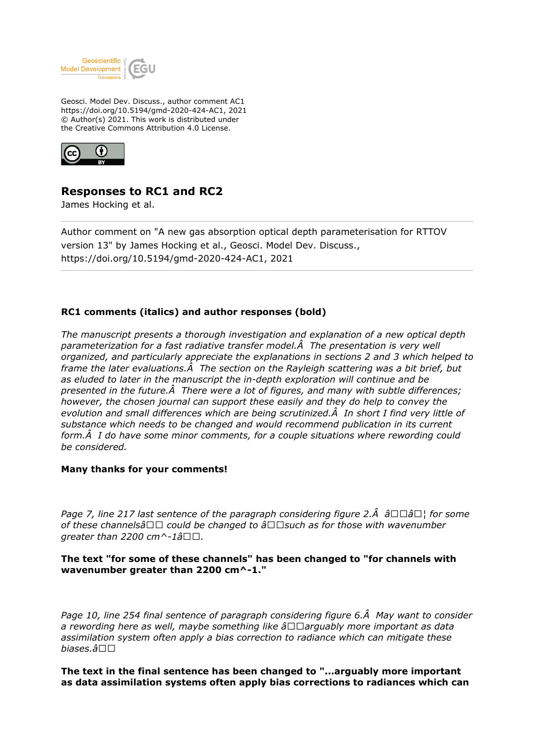Geosci. Model Dev. Discuss., author comment AC1
https://doi.org/10.5194/gmd-2020-424-AC1, 2021
© Author(s) 2021. This work is distributed under
the Creative Commons Attribution 4.0 License.

# Responses to RC1 and RC2

James Hocking et al.

Author comment on "A new gas absorption optical depth parameterisation for RTTOV version 13" by James Hocking et al., Geosci. Model Dev. Discuss., https://doi.org/10.5194/gmd-2020-424-AC1, 2021

**RC1 comments (italics) and author responses (bold)**

*The manuscript presents a thorough investigation and explanation of a new optical depth parameterization for a fast radiative transfer model.Â  The presentation is very well organized, and particularly appreciate the explanations in sections 2 and 3 which helped to frame the later evaluations.Â  The section on the Rayleigh scattering was a bit brief, but as eluded to later in the manuscript the in-depth exploration will continue and be presented in the future.Â  There were a lot of figures, and many with subtle differences; however, the chosen journal can support these easily and they do help to convey the evolution and small differences which are being scrutinized.Â  In short I find very little of substance which needs to be changed and would recommend publication in its current form.Â  I do have some minor comments, for a couple situations where rewording could be considered.*

**Many thanks for your comments!**

*Page 7, line 217 last sentence of the paragraph considering figure 2.Â  â□□â□¦ for some of these channelsâ□□ could be changed to â□□such as for those with wavenumber greater than 2200 cm^-1â□□.*

**The text "for some of these channels" has been changed to "for channels with wavenumber greater than 2200 cm^-1."**

*Page 10, line 254 final sentence of paragraph considering figure 6.Â  May want to consider a rewording here as well, maybe something like â□□arguably more important as data assimilation system often apply a bias correction to radiance which can mitigate these biases.â□□*

**The text in the final sentence has been changed to "...arguably more important as data assimilation systems often apply bias corrections to radiances which can**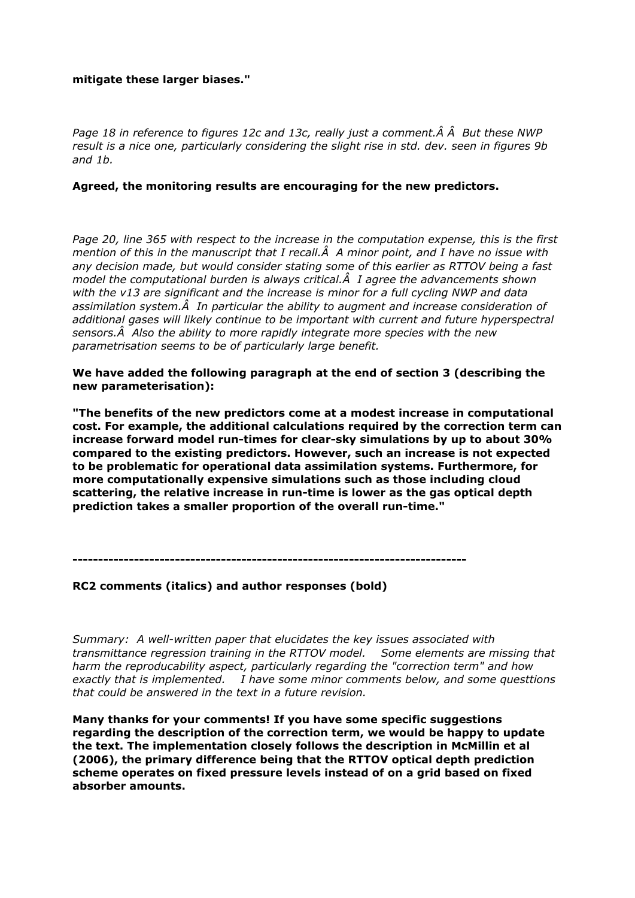**mitigate these larger biases."**

*Page 18 in reference to figures 12c and 13c, really just a comment.Â Â But these NWP result is a nice one, particularly considering the slight rise in std. dev. seen in figures 9b and 1b.*

**Agreed, the monitoring results are encouraging for the new predictors.**

*Page 20, line 365 with respect to the increase in the computation expense, this is the first mention of this in the manuscript that I recall.Â A minor point, and I have no issue with any decision made, but would consider stating some of this earlier as RTTOV being a fast model the computational burden is always critical.Â I agree the advancements shown with the v13 are significant and the increase is minor for a full cycling NWP and data assimilation system.Â In particular the ability to augment and increase consideration of additional gases will likely continue to be important with current and future hyperspectral sensors.Â Also the ability to more rapidly integrate more species with the new parametrisation seems to be of particularly large benefit.*

**We have added the following paragraph at the end of section 3 (describing the new parameterisation):**

**"The benefits of the new predictors come at a modest increase in computational cost. For example, the additional calculations required by the correction term can increase forward model run-times for clear-sky simulations by up to about 30% compared to the existing predictors. However, such an increase is not expected to be problematic for operational data assimilation systems. Furthermore, for more computationally expensive simulations such as those including cloud scattering, the relative increase in run-time is lower as the gas optical depth prediction takes a smaller proportion of the overall run-time."**

---

**RC2 comments (italics) and author responses (bold)**

*Summary: A well-written paper that elucidates the key issues associated with transmittance regression training in the RTTOV model. Some elements are missing that harm the reproducability aspect, particularly regarding the "correction term" and how exactly that is implemented. I have some minor comments below, and some questtions that could be answered in the text in a future revision.*

**Many thanks for your comments! If you have some specific suggestions regarding the description of the correction term, we would be happy to update the text. The implementation closely follows the description in McMillin et al (2006), the primary difference being that the RTTOV optical depth prediction scheme operates on fixed pressure levels instead of on a grid based on fixed absorber amounts.**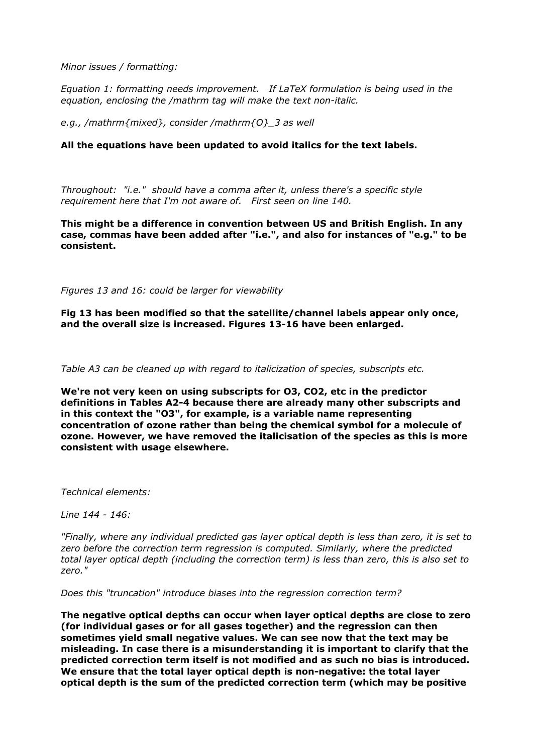*Minor issues / formatting:*

*Equation 1: formatting needs improvement. If LaTeX formulation is being used in the equation, enclosing the /mathrm tag will make the text non-italic.*

*e.g., /mathrm{mixed}, consider /mathrm{O}_3 as well*

**All the equations have been updated to avoid italics for the text labels.**

*Throughout: "i.e." should have a comma after it, unless there's a specific style requirement here that I'm not aware of. First seen on line 140.*

**This might be a difference in convention between US and British English. In any case, commas have been added after "i.e.", and also for instances of "e.g." to be consistent.**

*Figures 13 and 16: could be larger for viewability*

**Fig 13 has been modified so that the satellite/channel labels appear only once, and the overall size is increased. Figures 13-16 have been enlarged.**

*Table A3 can be cleaned up with regard to italicization of species, subscripts etc.*

**We're not very keen on using subscripts for O3, CO2, etc in the predictor definitions in Tables A2-4 because there are already many other subscripts and in this context the "O3", for example, is a variable name representing concentration of ozone rather than being the chemical symbol for a molecule of ozone. However, we have removed the italicisation of the species as this is more consistent with usage elsewhere.**

*Technical elements:*

*Line 144 - 146:*

*"Finally, where any individual predicted gas layer optical depth is less than zero, it is set to zero before the correction term regression is computed. Similarly, where the predicted total layer optical depth (including the correction term) is less than zero, this is also set to zero."*

*Does this "truncation" introduce biases into the regression correction term?*

**The negative optical depths can occur when layer optical depths are close to zero (for individual gases or for all gases together) and the regression can then sometimes yield small negative values. We can see now that the text may be misleading. In case there is a misunderstanding it is important to clarify that the predicted correction term itself is not modified and as such no bias is introduced. We ensure that the total layer optical depth is non-negative: the total layer optical depth is the sum of the predicted correction term (which may be positive**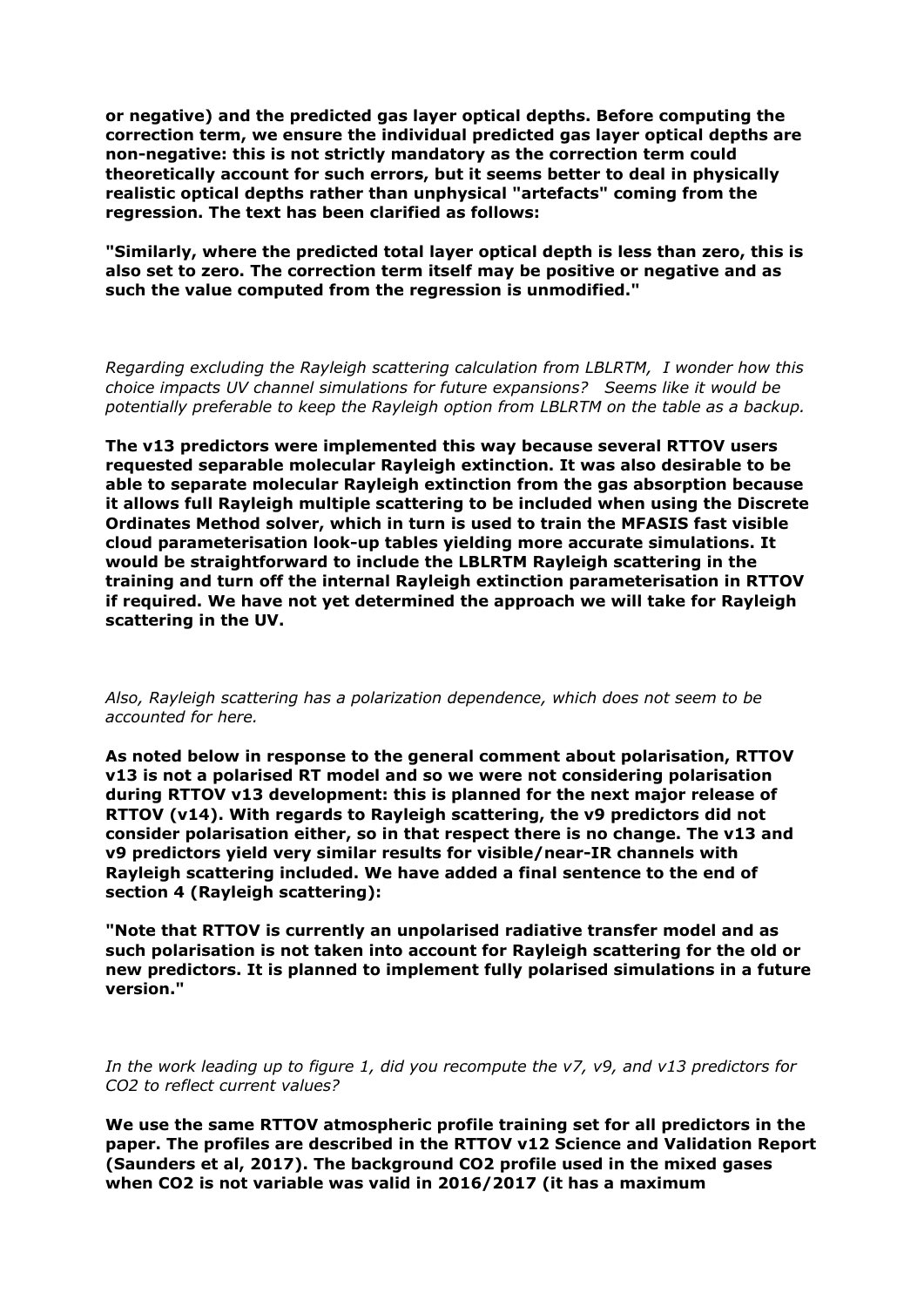**or negative) and the predicted gas layer optical depths. Before computing the correction term, we ensure the individual predicted gas layer optical depths are non-negative: this is not strictly mandatory as the correction term could theoretically account for such errors, but it seems better to deal in physically realistic optical depths rather than unphysical "artefacts" coming from the regression. The text has been clarified as follows:**

**"Similarly, where the predicted total layer optical depth is less than zero, this is also set to zero. The correction term itself may be positive or negative and as such the value computed from the regression is unmodified."**

*Regarding excluding the Rayleigh scattering calculation from LBLRTM, I wonder how this choice impacts UV channel simulations for future expansions? Seems like it would be potentially preferable to keep the Rayleigh option from LBLRTM on the table as a backup.*

**The v13 predictors were implemented this way because several RTTOV users requested separable molecular Rayleigh extinction. It was also desirable to be able to separate molecular Rayleigh extinction from the gas absorption because it allows full Rayleigh multiple scattering to be included when using the Discrete Ordinates Method solver, which in turn is used to train the MFASIS fast visible cloud parameterisation look-up tables yielding more accurate simulations. It would be straightforward to include the LBLRTM Rayleigh scattering in the training and turn off the internal Rayleigh extinction parameterisation in RTTOV if required. We have not yet determined the approach we will take for Rayleigh scattering in the UV.**

*Also, Rayleigh scattering has a polarization dependence, which does not seem to be accounted for here.*

**As noted below in response to the general comment about polarisation, RTTOV v13 is not a polarised RT model and so we were not considering polarisation during RTTOV v13 development: this is planned for the next major release of RTTOV (v14). With regards to Rayleigh scattering, the v9 predictors did not consider polarisation either, so in that respect there is no change. The v13 and v9 predictors yield very similar results for visible/near-IR channels with Rayleigh scattering included. We have added a final sentence to the end of section 4 (Rayleigh scattering):**

**"Note that RTTOV is currently an unpolarised radiative transfer model and as such polarisation is not taken into account for Rayleigh scattering for the old or new predictors. It is planned to implement fully polarised simulations in a future version."**

*In the work leading up to figure 1, did you recompute the v7, v9, and v13 predictors for CO2 to reflect current values?*

**We use the same RTTOV atmospheric profile training set for all predictors in the paper. The profiles are described in the RTTOV v12 Science and Validation Report (Saunders et al, 2017). The background CO2 profile used in the mixed gases when CO2 is not variable was valid in 2016/2017 (it has a maximum**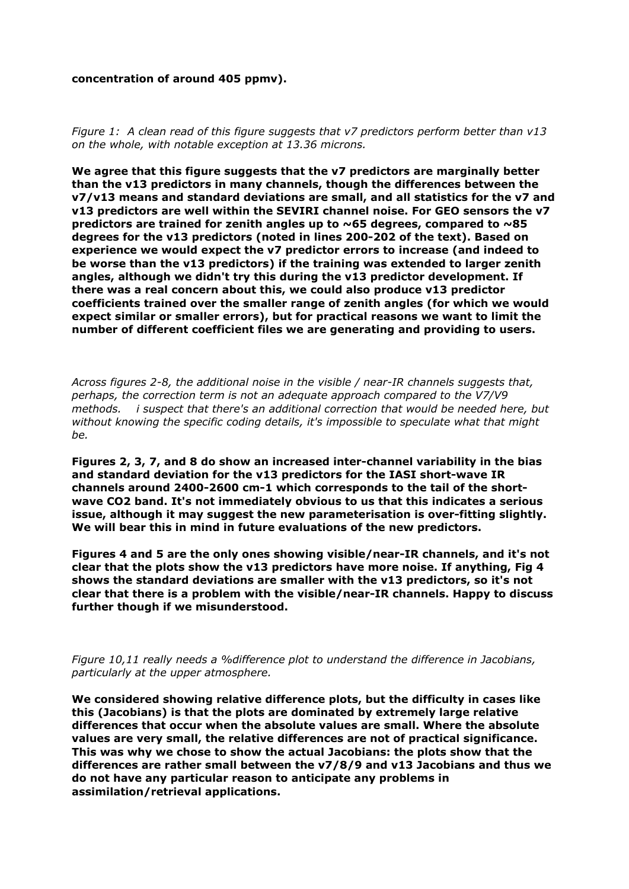**concentration of around 405 ppmv).**

*Figure 1: A clean read of this figure suggests that v7 predictors perform better than v13 on the whole, with notable exception at 13.36 microns.*

**We agree that this figure suggests that the v7 predictors are marginally better than the v13 predictors in many channels, though the differences between the v7/v13 means and standard deviations are small, and all statistics for the v7 and v13 predictors are well within the SEVIRI channel noise. For GEO sensors the v7 predictors are trained for zenith angles up to ~65 degrees, compared to ~85 degrees for the v13 predictors (noted in lines 200-202 of the text). Based on experience we would expect the v7 predictor errors to increase (and indeed to be worse than the v13 predictors) if the training was extended to larger zenith angles, although we didn't try this during the v13 predictor development. If there was a real concern about this, we could also produce v13 predictor coefficients trained over the smaller range of zenith angles (for which we would expect similar or smaller errors), but for practical reasons we want to limit the number of different coefficient files we are generating and providing to users.**

*Across figures 2-8, the additional noise in the visible / near-IR channels suggests that, perhaps, the correction term is not an adequate approach compared to the V7/V9 methods. i suspect that there's an additional correction that would be needed here, but without knowing the specific coding details, it's impossible to speculate what that might be.*

**Figures 2, 3, 7, and 8 do show an increased inter-channel variability in the bias and standard deviation for the v13 predictors for the IASI short-wave IR channels around 2400-2600 cm-1 which corresponds to the tail of the short-wave CO2 band. It's not immediately obvious to us that this indicates a serious issue, although it may suggest the new parameterisation is over-fitting slightly. We will bear this in mind in future evaluations of the new predictors.**

**Figures 4 and 5 are the only ones showing visible/near-IR channels, and it's not clear that the plots show the v13 predictors have more noise. If anything, Fig 4 shows the standard deviations are smaller with the v13 predictors, so it's not clear that there is a problem with the visible/near-IR channels. Happy to discuss further though if we misunderstood.**

*Figure 10,11 really needs a %difference plot to understand the difference in Jacobians, particularly at the upper atmosphere.*

**We considered showing relative difference plots, but the difficulty in cases like this (Jacobians) is that the plots are dominated by extremely large relative differences that occur when the absolute values are small. Where the absolute values are very small, the relative differences are not of practical significance. This was why we chose to show the actual Jacobians: the plots show that the differences are rather small between the v7/8/9 and v13 Jacobians and thus we do not have any particular reason to anticipate any problems in assimilation/retrieval applications.**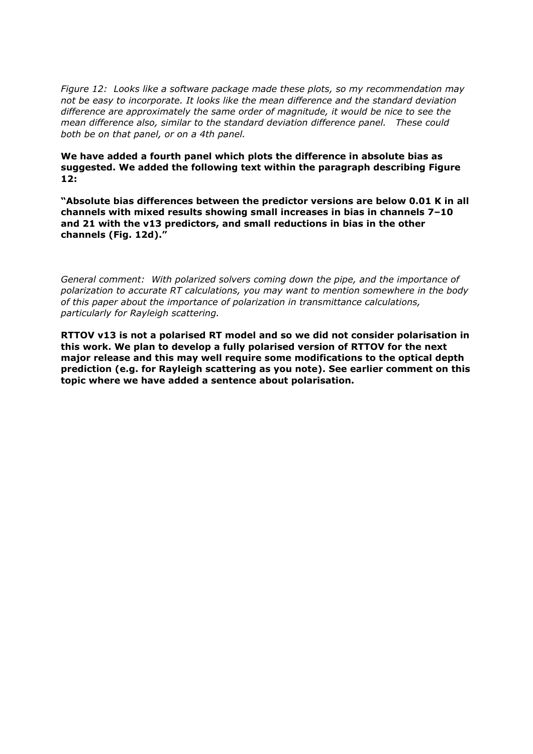*Figure 12: Looks like a software package made these plots, so my recommendation may not be easy to incorporate. It looks like the mean difference and the standard deviation difference are approximately the same order of magnitude, it would be nice to see the mean difference also, similar to the standard deviation difference panel. These could both be on that panel, or on a 4th panel.*

**We have added a fourth panel which plots the difference in absolute bias as suggested. We added the following text within the paragraph describing Figure 12:**

**"Absolute bias differences between the predictor versions are below 0.01 K in all channels with mixed results showing small increases in bias in channels 7–10 and 21 with the v13 predictors, and small reductions in bias in the other channels (Fig. 12d)."**

*General comment: With polarized solvers coming down the pipe, and the importance of polarization to accurate RT calculations, you may want to mention somewhere in the body of this paper about the importance of polarization in transmittance calculations, particularly for Rayleigh scattering.*

**RTTOV v13 is not a polarised RT model and so we did not consider polarisation in this work. We plan to develop a fully polarised version of RTTOV for the next major release and this may well require some modifications to the optical depth prediction (e.g. for Rayleigh scattering as you note). See earlier comment on this topic where we have added a sentence about polarisation.**